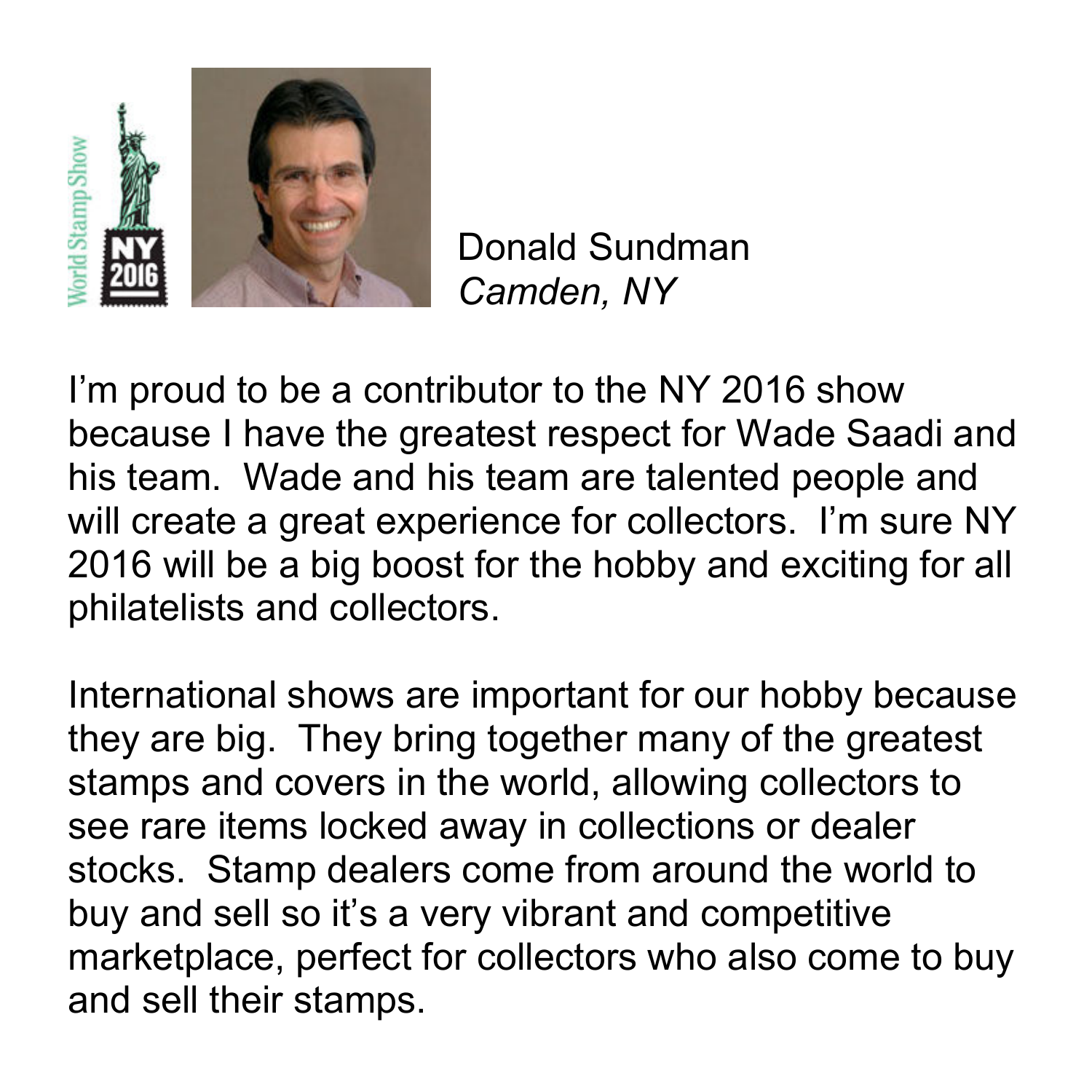Donald Sundman
*Camden, NY*

I'm proud to be a contributor to the NY 2016 show because I have the greatest respect for Wade Saadi and his team. Wade and his team are talented people and will create a great experience for collectors. I'm sure NY 2016 will be a big boost for the hobby and exciting for all philatelists and collectors.

International shows are important for our hobby because they are big. They bring together many of the greatest stamps and covers in the world, allowing collectors to see rare items locked away in collections or dealer stocks. Stamp dealers come from around the world to buy and sell so it's a very vibrant and competitive marketplace, perfect for collectors who also come to buy and sell their stamps.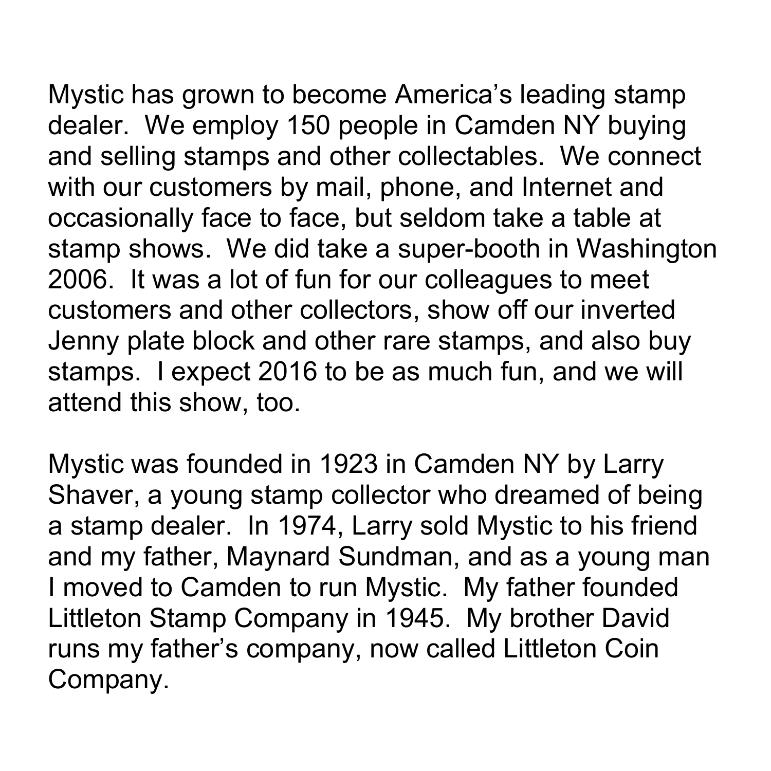Mystic has grown to become America's leading stamp dealer.  We employ 150 people in Camden NY buying and selling stamps and other collectables.  We connect with our customers by mail, phone, and Internet and occasionally face to face, but seldom take a table at stamp shows.  We did take a super-booth in Washington 2006.  It was a lot of fun for our colleagues to meet customers and other collectors, show off our inverted Jenny plate block and other rare stamps, and also buy stamps.  I expect 2016 to be as much fun, and we will attend this show, too.

Mystic was founded in 1923 in Camden NY by Larry Shaver, a young stamp collector who dreamed of being a stamp dealer.  In 1974, Larry sold Mystic to his friend and my father, Maynard Sundman, and as a young man I moved to Camden to run Mystic.  My father founded Littleton Stamp Company in 1945.  My brother David runs my father's company, now called Littleton Coin Company.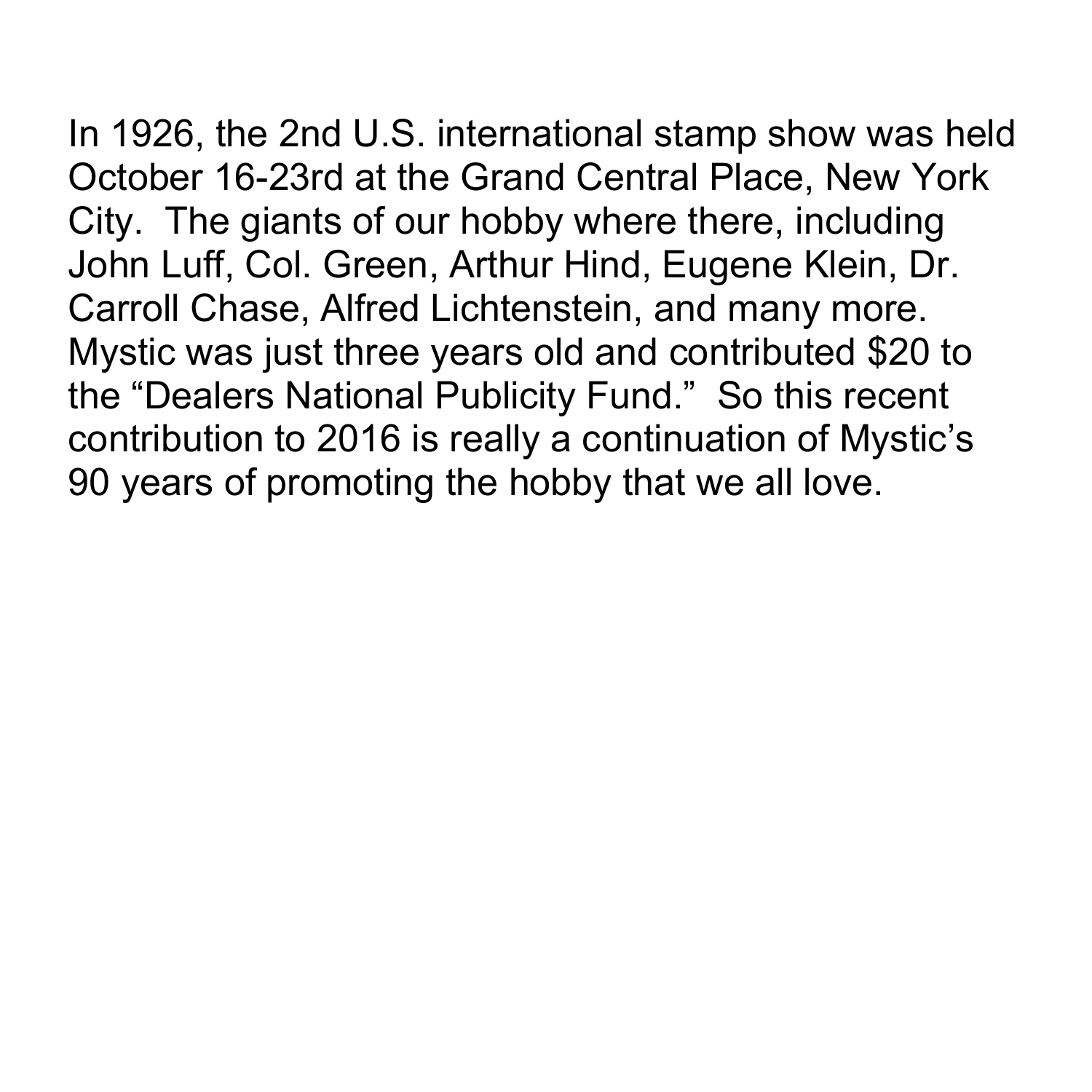In 1926, the 2nd U.S. international stamp show was held October 16-23rd at the Grand Central Place, New York City. The giants of our hobby where there, including John Luff, Col. Green, Arthur Hind, Eugene Klein, Dr. Carroll Chase, Alfred Lichtenstein, and many more. Mystic was just three years old and contributed $20 to the "Dealers National Publicity Fund." So this recent contribution to 2016 is really a continuation of Mystic's 90 years of promoting the hobby that we all love.